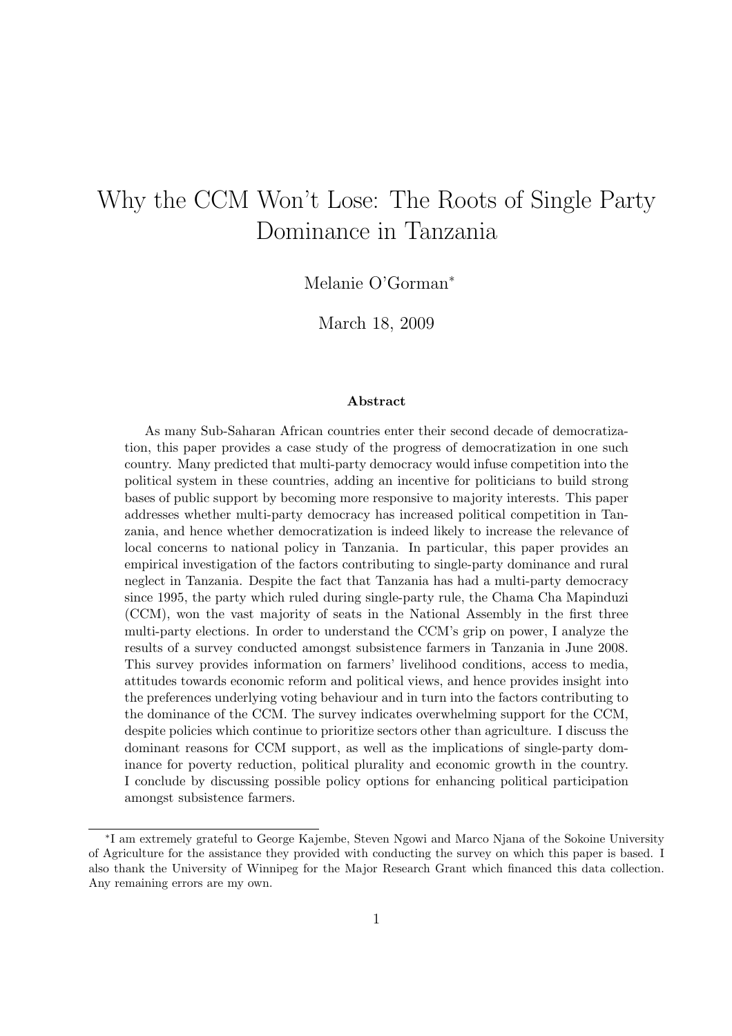# Why the CCM Won't Lose: The Roots of Single Party Dominance in Tanzania

Melanie O'Gorman[*]

March 18, 2009

### Abstract

As many Sub-Saharan African countries enter their second decade of democratization, this paper provides a case study of the progress of democratization in one such country. Many predicted that multi-party democracy would infuse competition into the political system in these countries, adding an incentive for politicians to build strong bases of public support by becoming more responsive to majority interests. This paper addresses whether multi-party democracy has increased political competition in Tanzania, and hence whether democratization is indeed likely to increase the relevance of local concerns to national policy in Tanzania. In particular, this paper provides an empirical investigation of the factors contributing to single-party dominance and rural neglect in Tanzania. Despite the fact that Tanzania has had a multi-party democracy since 1995, the party which ruled during single-party rule, the Chama Cha Mapinduzi (CCM), won the vast majority of seats in the National Assembly in the first three multi-party elections. In order to understand the CCM's grip on power, I analyze the results of a survey conducted amongst subsistence farmers in Tanzania in June 2008. This survey provides information on farmers' livelihood conditions, access to media, attitudes towards economic reform and political views, and hence provides insight into the preferences underlying voting behaviour and in turn into the factors contributing to the dominance of the CCM. The survey indicates overwhelming support for the CCM, despite policies which continue to prioritize sectors other than agriculture. I discuss the dominant reasons for CCM support, as well as the implications of single-party dominance for poverty reduction, political plurality and economic growth in the country. I conclude by discussing possible policy options for enhancing political participation amongst subsistence farmers.

---

[*] I am extremely grateful to George Kajembe, Steven Ngowi and Marco Njana of the Sokoine University of Agriculture for the assistance they provided with conducting the survey on which this paper is based. I also thank the University of Winnipeg for the Major Research Grant which financed this data collection. Any remaining errors are my own.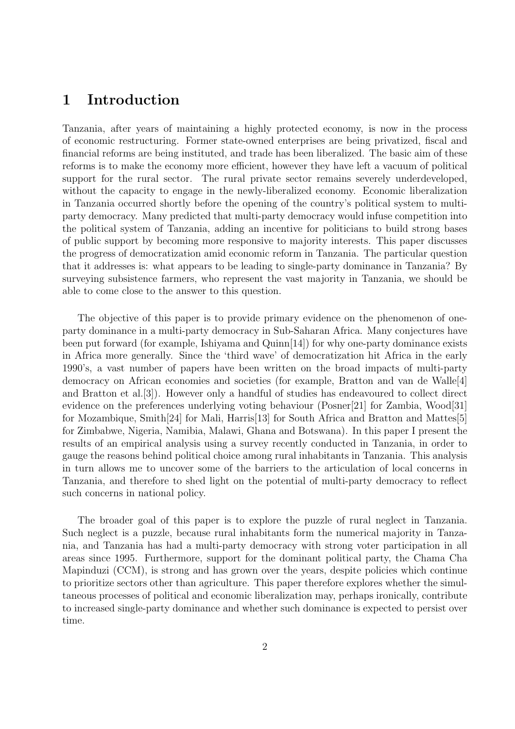# 1 Introduction

Tanzania, after years of maintaining a highly protected economy, is now in the process of economic restructuring. Former state-owned enterprises are being privatized, fiscal and financial reforms are being instituted, and trade has been liberalized. The basic aim of these reforms is to make the economy more efficient, however they have left a vacuum of political support for the rural sector. The rural private sector remains severely underdeveloped, without the capacity to engage in the newly-liberalized economy. Economic liberalization in Tanzania occurred shortly before the opening of the country's political system to multi-party democracy. Many predicted that multi-party democracy would infuse competition into the political system of Tanzania, adding an incentive for politicians to build strong bases of public support by becoming more responsive to majority interests. This paper discusses the progress of democratization amid economic reform in Tanzania. The particular question that it addresses is: what appears to be leading to single-party dominance in Tanzania? By surveying subsistence farmers, who represent the vast majority in Tanzania, we should be able to come close to the answer to this question.

The objective of this paper is to provide primary evidence on the phenomenon of one-party dominance in a multi-party democracy in Sub-Saharan Africa. Many conjectures have been put forward (for example, Ishiyama and Quinn[14]) for why one-party dominance exists in Africa more generally. Since the 'third wave' of democratization hit Africa in the early 1990's, a vast number of papers have been written on the broad impacts of multi-party democracy on African economies and societies (for example, Bratton and van de Walle[4] and Bratton et al.[3]). However only a handful of studies has endeavoured to collect direct evidence on the preferences underlying voting behaviour (Posner[21] for Zambia, Wood[31] for Mozambique, Smith[24] for Mali, Harris[13] for South Africa and Bratton and Mattes[5] for Zimbabwe, Nigeria, Namibia, Malawi, Ghana and Botswana). In this paper I present the results of an empirical analysis using a survey recently conducted in Tanzania, in order to gauge the reasons behind political choice among rural inhabitants in Tanzania. This analysis in turn allows me to uncover some of the barriers to the articulation of local concerns in Tanzania, and therefore to shed light on the potential of multi-party democracy to reflect such concerns in national policy.

The broader goal of this paper is to explore the puzzle of rural neglect in Tanzania. Such neglect is a puzzle, because rural inhabitants form the numerical majority in Tanzania, and Tanzania has had a multi-party democracy with strong voter participation in all areas since 1995. Furthermore, support for the dominant political party, the Chama Cha Mapinduzi (CCM), is strong and has grown over the years, despite policies which continue to prioritize sectors other than agriculture. This paper therefore explores whether the simultaneous processes of political and economic liberalization may, perhaps ironically, contribute to increased single-party dominance and whether such dominance is expected to persist over time.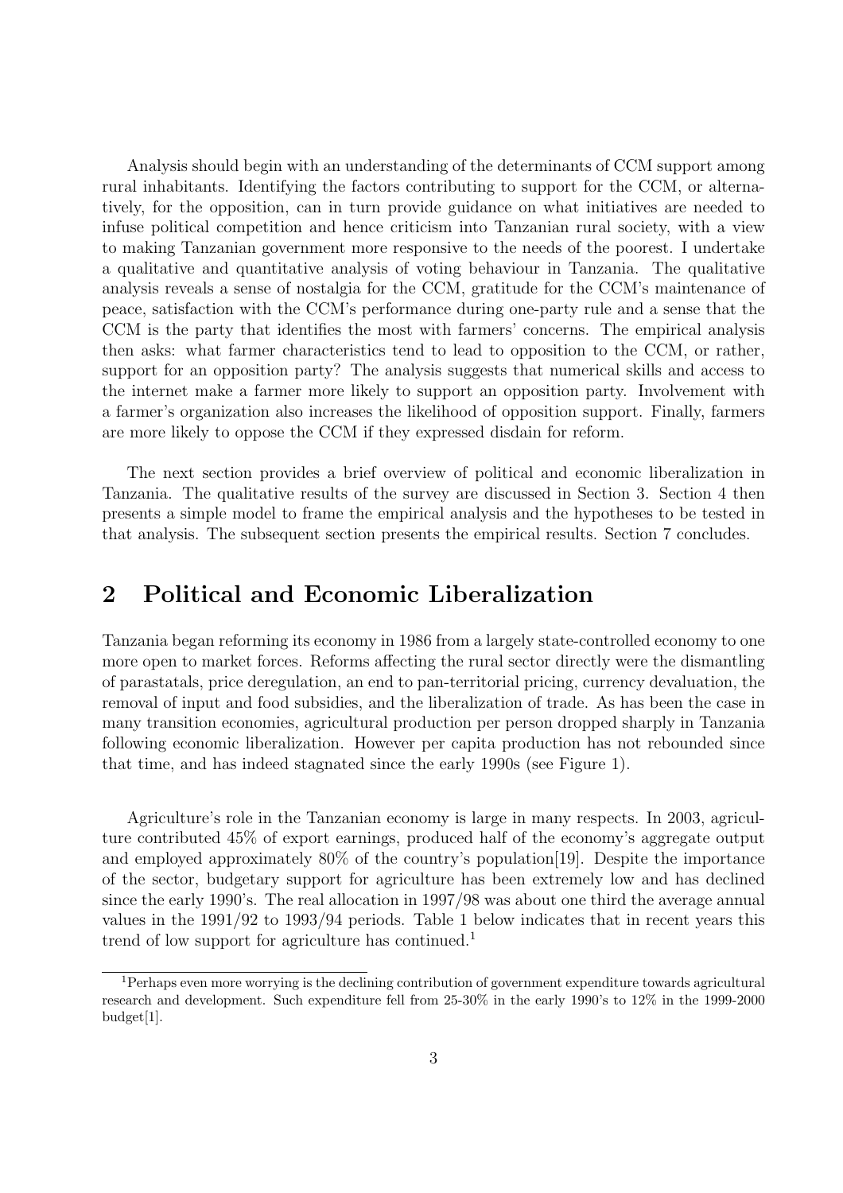Analysis should begin with an understanding of the determinants of CCM support among rural inhabitants. Identifying the factors contributing to support for the CCM, or alternatively, for the opposition, can in turn provide guidance on what initiatives are needed to infuse political competition and hence criticism into Tanzanian rural society, with a view to making Tanzanian government more responsive to the needs of the poorest. I undertake a qualitative and quantitative analysis of voting behaviour in Tanzania. The qualitative analysis reveals a sense of nostalgia for the CCM, gratitude for the CCM's maintenance of peace, satisfaction with the CCM's performance during one-party rule and a sense that the CCM is the party that identifies the most with farmers' concerns. The empirical analysis then asks: what farmer characteristics tend to lead to opposition to the CCM, or rather, support for an opposition party? The analysis suggests that numerical skills and access to the internet make a farmer more likely to support an opposition party. Involvement with a farmer's organization also increases the likelihood of opposition support. Finally, farmers are more likely to oppose the CCM if they expressed disdain for reform.

The next section provides a brief overview of political and economic liberalization in Tanzania. The qualitative results of the survey are discussed in Section 3. Section 4 then presents a simple model to frame the empirical analysis and the hypotheses to be tested in that analysis. The subsequent section presents the empirical results. Section 7 concludes.

## 2 Political and Economic Liberalization

Tanzania began reforming its economy in 1986 from a largely state-controlled economy to one more open to market forces. Reforms affecting the rural sector directly were the dismantling of parastatals, price deregulation, an end to pan-territorial pricing, currency devaluation, the removal of input and food subsidies, and the liberalization of trade. As has been the case in many transition economies, agricultural production per person dropped sharply in Tanzania following economic liberalization. However per capita production has not rebounded since that time, and has indeed stagnated since the early 1990s (see Figure 1).

Agriculture's role in the Tanzanian economy is large in many respects. In 2003, agriculture contributed 45% of export earnings, produced half of the economy's aggregate output and employed approximately 80% of the country's population[19]. Despite the importance of the sector, budgetary support for agriculture has been extremely low and has declined since the early 1990's. The real allocation in 1997/98 was about one third the average annual values in the 1991/92 to 1993/94 periods. Table 1 below indicates that in recent years this trend of low support for agriculture has continued.[1]

[1] Perhaps even more worrying is the declining contribution of government expenditure towards agricultural research and development. Such expenditure fell from 25-30% in the early 1990's to 12% in the 1999-2000 budget[1].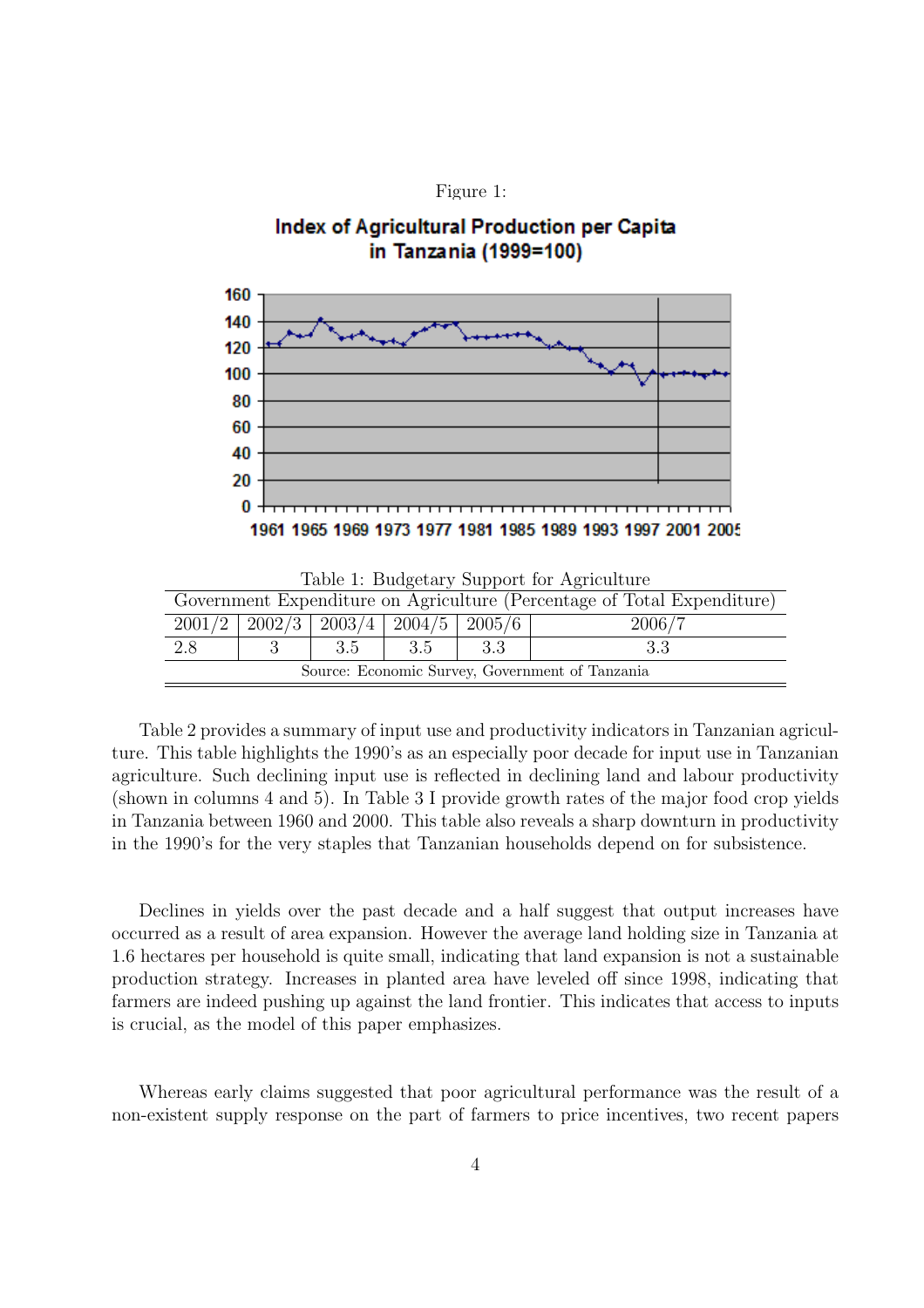Figure 1:

Table 1: Budgetary Support for Agriculture

| Government Expenditure on Agriculture (Percentage of Total Expenditure) | | | | | |
|---|---|---|---|---|---|
| 2001/2 | 2002/3 | 2003/4 | 2004/5 | 2005/6 | 2006/7 |
| 2.8 | 3 | 3.5 | 3.5 | 3.3 | 3.3 |

Source: Economic Survey, Government of Tanzania

Table 2 provides a summary of input use and productivity indicators in Tanzanian agriculture. This table highlights the 1990's as an especially poor decade for input use in Tanzanian agriculture. Such declining input use is reflected in declining land and labour productivity (shown in columns 4 and 5). In Table 3 I provide growth rates of the major food crop yields in Tanzania between 1960 and 2000. This table also reveals a sharp downturn in productivity in the 1990's for the very staples that Tanzanian households depend on for subsistence.

Declines in yields over the past decade and a half suggest that output increases have occurred as a result of area expansion. However the average land holding size in Tanzania at 1.6 hectares per household is quite small, indicating that land expansion is not a sustainable production strategy. Increases in planted area have leveled off since 1998, indicating that farmers are indeed pushing up against the land frontier. This indicates that access to inputs is crucial, as the model of this paper emphasizes.

Whereas early claims suggested that poor agricultural performance was the result of a non-existent supply response on the part of farmers to price incentives, two recent papers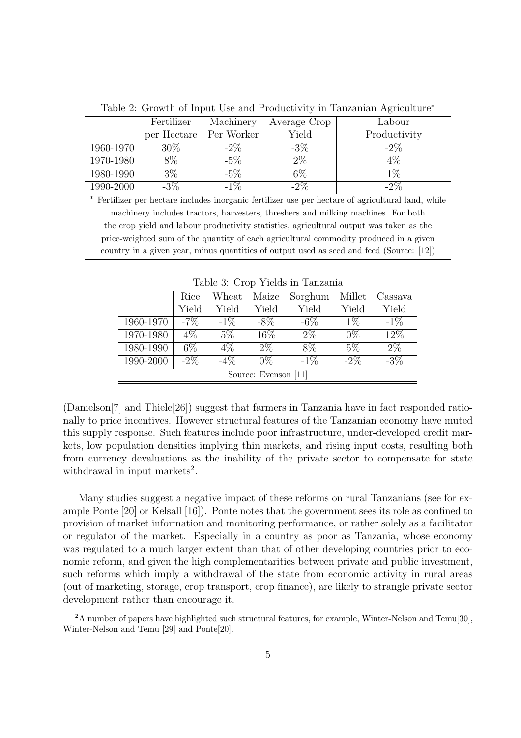Table 2: Growth of Input Use and Productivity in Tanzanian Agriculture*

| | Fertilizer per Hectare | Machinery Per Worker | Average Crop Yield | Labour Productivity |
|---|---|---|---|---|
| 1960-1970 | 30% | -2% | -3% | -2% |
| 1970-1980 | 8% | -5% | 2% | 4% |
| 1980-1990 | 3% | -5% | 6% | 1% |
| 1990-2000 | -3% | -1% | -2% | -2% |

* Fertilizer per hectare includes inorganic fertilizer use per hectare of agricultural land, while machinery includes tractors, harvesters, threshers and milking machines. For both the crop yield and labour productivity statistics, agricultural output was taken as the price-weighted sum of the quantity of each agricultural commodity produced in a given country in a given year, minus quantities of output used as seed and feed (Source: [12])

Table 3: Crop Yields in Tanzania

| | Rice Yield | Wheat Yield | Maize Yield | Sorghum Yield | Millet Yield | Cassava Yield |
|---|---|---|---|---|---|---|
| 1960-1970 | -7% | -1% | -8% | -6% | 1% | -1% |
| 1970-1980 | 4% | 5% | 16% | 2% | 0% | 12% |
| 1980-1990 | 6% | 4% | 2% | 8% | 5% | 2% |
| 1990-2000 | -2% | -4% | 0% | -1% | -2% | -3% |

Source: Evenson [11]

(Danielson[7] and Thiele[26]) suggest that farmers in Tanzania have in fact responded rationally to price incentives. However structural features of the Tanzanian economy have muted this supply response. Such features include poor infrastructure, under-developed credit markets, low population densities implying thin markets, and rising input costs, resulting both from currency devaluations as the inability of the private sector to compensate for state withdrawal in input markets[2].

Many studies suggest a negative impact of these reforms on rural Tanzanians (see for example Ponte [20] or Kelsall [16]). Ponte notes that the government sees its role as confined to provision of market information and monitoring performance, or rather solely as a facilitator or regulator of the market. Especially in a country as poor as Tanzania, whose economy was regulated to a much larger extent than that of other developing countries prior to economic reform, and given the high complementarities between private and public investment, such reforms which imply a withdrawal of the state from economic activity in rural areas (out of marketing, storage, crop transport, crop finance), are likely to strangle private sector development rather than encourage it.

[2] A number of papers have highlighted such structural features, for example, Winter-Nelson and Temu[30], Winter-Nelson and Temu [29] and Ponte[20].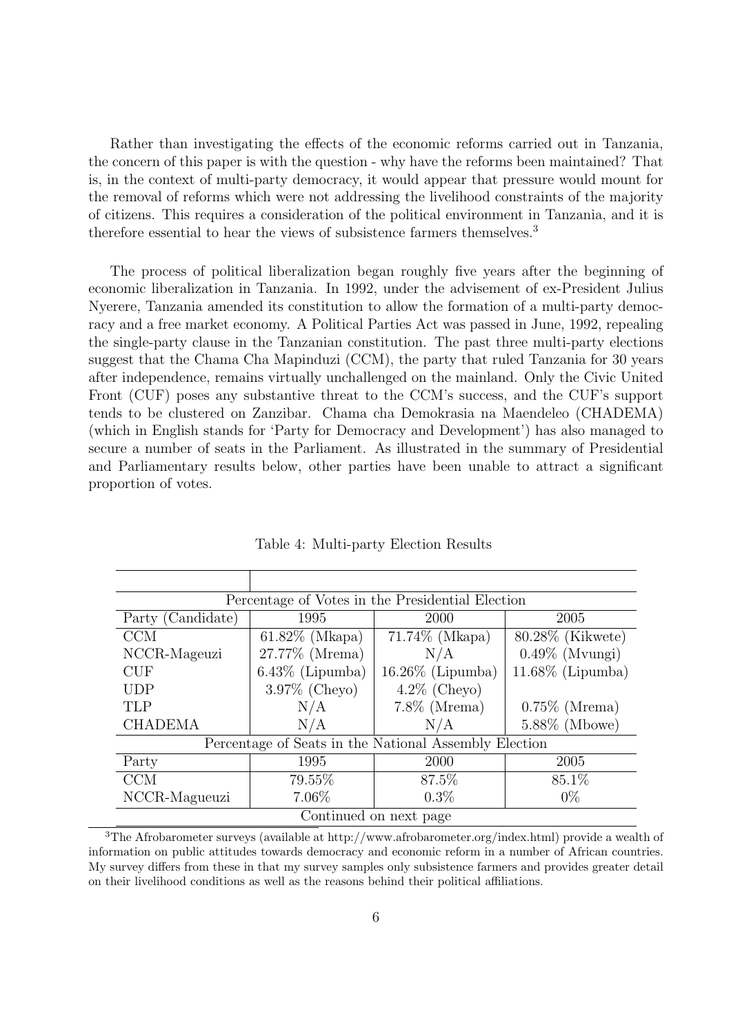Rather than investigating the effects of the economic reforms carried out in Tanzania, the concern of this paper is with the question - why have the reforms been maintained? That is, in the context of multi-party democracy, it would appear that pressure would mount for the removal of reforms which were not addressing the livelihood constraints of the majority of citizens. This requires a consideration of the political environment in Tanzania, and it is therefore essential to hear the views of subsistence farmers themselves.[3]

The process of political liberalization began roughly five years after the beginning of economic liberalization in Tanzania. In 1992, under the advisement of ex-President Julius Nyerere, Tanzania amended its constitution to allow the formation of a multi-party democracy and a free market economy. A Political Parties Act was passed in June, 1992, repealing the single-party clause in the Tanzanian constitution. The past three multi-party elections suggest that the Chama Cha Mapinduzi (CCM), the party that ruled Tanzania for 30 years after independence, remains virtually unchallenged on the mainland. Only the Civic United Front (CUF) poses any substantive threat to the CCM's success, and the CUF's support tends to be clustered on Zanzibar. Chama cha Demokrasia na Maendeleo (CHADEMA) (which in English stands for 'Party for Democracy and Development') has also managed to secure a number of seats in the Parliament. As illustrated in the summary of Presidential and Parliamentary results below, other parties have been unable to attract a significant proportion of votes.

Table 4: Multi-party Election Results

| | | | |
|---|---|---|---|
| Percentage of Votes in the Presidential Election | | | |
| Party (Candidate) | 1995 | 2000 | 2005 |
| CCM | 61.82% (Mkapa) | 71.74% (Mkapa) | 80.28% (Kikwete) |
| NCCR-Mageuzi | 27.77% (Mrema) | N/A | 0.49% (Mvungi) |
| CUF | 6.43% (Lipumba) | 16.26% (Lipumba) | 11.68% (Lipumba) |
| UDP | 3.97% (Cheyo) | 4.2% (Cheyo) | |
| TLP | N/A | 7.8% (Mrema) | 0.75% (Mrema) |
| CHADEMA | N/A | N/A | 5.88% (Mbowe) |
| Percentage of Seats in the National Assembly Election | | | |
| Party | 1995 | 2000 | 2005 |
| CCM | 79.55% | 87.5% | 85.1% |
| NCCR-Magueuzi | 7.06% | 0.3% | 0% |

Continued on next page

[3] The Afrobarometer surveys (available at http://www.afrobarometer.org/index.html) provide a wealth of information on public attitudes towards democracy and economic reform in a number of African countries. My survey differs from these in that my survey samples only subsistence farmers and provides greater detail on their livelihood conditions as well as the reasons behind their political affiliations.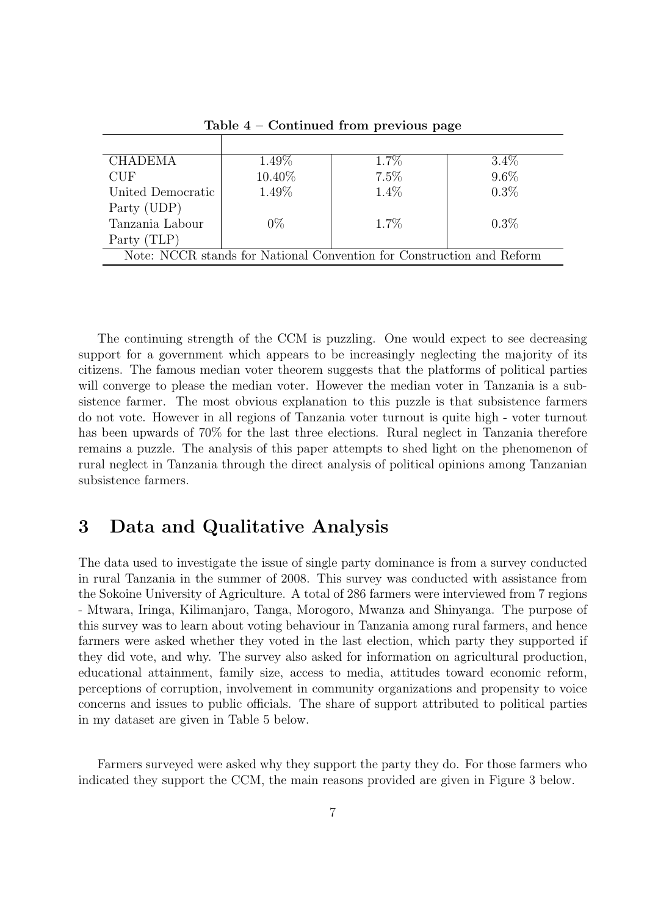**Table 4 – Continued from previous page**

| | | | |
|---|---|---|---|
| CHADEMA | 1.49% | 1.7% | 3.4% |
| CUF | 10.40% | 7.5% | 9.6% |
| United Democratic Party (UDP) | 1.49% | 1.4% | 0.3% |
| Tanzania Labour Party (TLP) | 0% | 1.7% | 0.3% |

Note: NCCR stands for National Convention for Construction and Reform

The continuing strength of the CCM is puzzling. One would expect to see decreasing support for a government which appears to be increasingly neglecting the majority of its citizens. The famous median voter theorem suggests that the platforms of political parties will converge to please the median voter. However the median voter in Tanzania is a subsistence farmer. The most obvious explanation to this puzzle is that subsistence farmers do not vote. However in all regions of Tanzania voter turnout is quite high - voter turnout has been upwards of 70% for the last three elections. Rural neglect in Tanzania therefore remains a puzzle. The analysis of this paper attempts to shed light on the phenomenon of rural neglect in Tanzania through the direct analysis of political opinions among Tanzanian subsistence farmers.

## 3 Data and Qualitative Analysis

The data used to investigate the issue of single party dominance is from a survey conducted in rural Tanzania in the summer of 2008. This survey was conducted with assistance from the Sokoine University of Agriculture. A total of 286 farmers were interviewed from 7 regions - Mtwara, Iringa, Kilimanjaro, Tanga, Morogoro, Mwanza and Shinyanga. The purpose of this survey was to learn about voting behaviour in Tanzania among rural farmers, and hence farmers were asked whether they voted in the last election, which party they supported if they did vote, and why. The survey also asked for information on agricultural production, educational attainment, family size, access to media, attitudes toward economic reform, perceptions of corruption, involvement in community organizations and propensity to voice concerns and issues to public officials. The share of support attributed to political parties in my dataset are given in Table 5 below.

Farmers surveyed were asked why they support the party they do. For those farmers who indicated they support the CCM, the main reasons provided are given in Figure 3 below.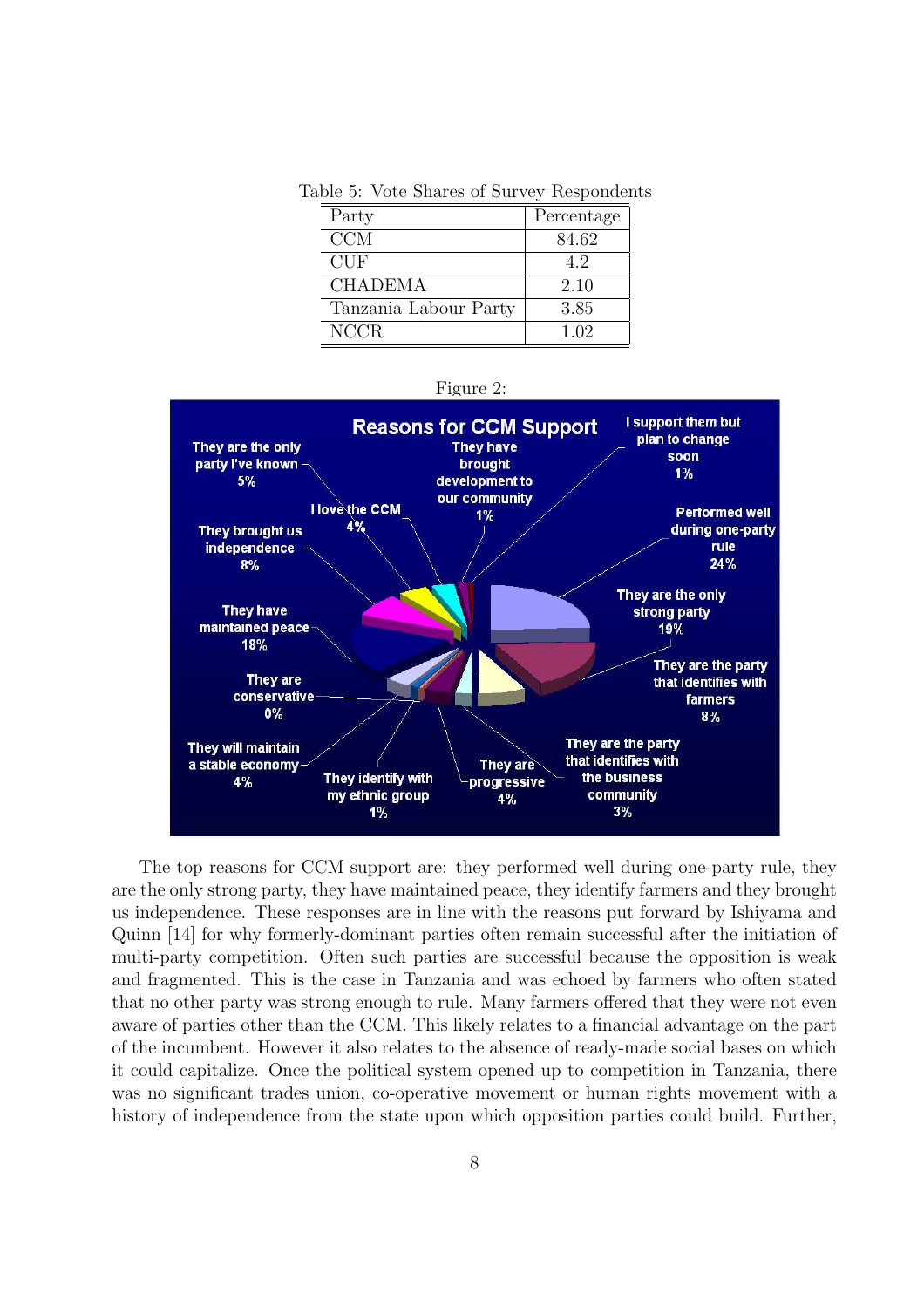Table 5: Vote Shares of Survey Respondents

| Party | Percentage |
|---|---|
| CCM | 84.62 |
| CUF | 4.2 |
| CHADEMA | 2.10 |
| Tanzania Labour Party | 3.85 |
| NCCR | 1.02 |

Figure 2:

The top reasons for CCM support are: they performed well during one-party rule, they are the only strong party, they have maintained peace, they identify farmers and they brought us independence. These responses are in line with the reasons put forward by Ishiyama and Quinn [14] for why formerly-dominant parties often remain successful after the initiation of multi-party competition. Often such parties are successful because the opposition is weak and fragmented. This is the case in Tanzania and was echoed by farmers who often stated that no other party was strong enough to rule. Many farmers offered that they were not even aware of parties other than the CCM. This likely relates to a financial advantage on the part of the incumbent. However it also relates to the absence of ready-made social bases on which it could capitalize. Once the political system opened up to competition in Tanzania, there was no significant trades union, co-operative movement or human rights movement with a history of independence from the state upon which opposition parties could build. Further,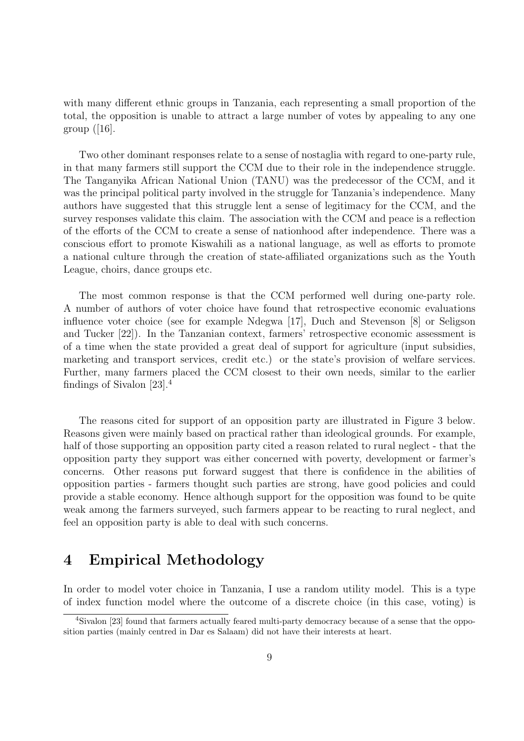with many different ethnic groups in Tanzania, each representing a small proportion of the total, the opposition is unable to attract a large number of votes by appealing to any one group ([16].

Two other dominant responses relate to a sense of nostaglia with regard to one-party rule, in that many farmers still support the CCM due to their role in the independence struggle. The Tanganyika African National Union (TANU) was the predecessor of the CCM, and it was the principal political party involved in the struggle for Tanzania's independence. Many authors have suggested that this struggle lent a sense of legitimacy for the CCM, and the survey responses validate this claim. The association with the CCM and peace is a reflection of the efforts of the CCM to create a sense of nationhood after independence. There was a conscious effort to promote Kiswahili as a national language, as well as efforts to promote a national culture through the creation of state-affiliated organizations such as the Youth League, choirs, dance groups etc.

The most common response is that the CCM performed well during one-party role. A number of authors of voter choice have found that retrospective economic evaluations influence voter choice (see for example Ndegwa [17], Duch and Stevenson [8] or Seligson and Tucker [22]). In the Tanzanian context, farmers' retrospective economic assessment is of a time when the state provided a great deal of support for agriculture (input subsidies, marketing and transport services, credit etc.) or the state's provision of welfare services. Further, many farmers placed the CCM closest to their own needs, similar to the earlier findings of Sivalon [23].[4]

The reasons cited for support of an opposition party are illustrated in Figure 3 below. Reasons given were mainly based on practical rather than ideological grounds. For example, half of those supporting an opposition party cited a reason related to rural neglect - that the opposition party they support was either concerned with poverty, development or farmer's concerns. Other reasons put forward suggest that there is confidence in the abilities of opposition parties - farmers thought such parties are strong, have good policies and could provide a stable economy. Hence although support for the opposition was found to be quite weak among the farmers surveyed, such farmers appear to be reacting to rural neglect, and feel an opposition party is able to deal with such concerns.

# 4 Empirical Methodology

In order to model voter choice in Tanzania, I use a random utility model. This is a type of index function model where the outcome of a discrete choice (in this case, voting) is

[4] Sivalon [23] found that farmers actually feared multi-party democracy because of a sense that the opposition parties (mainly centred in Dar es Salaam) did not have their interests at heart.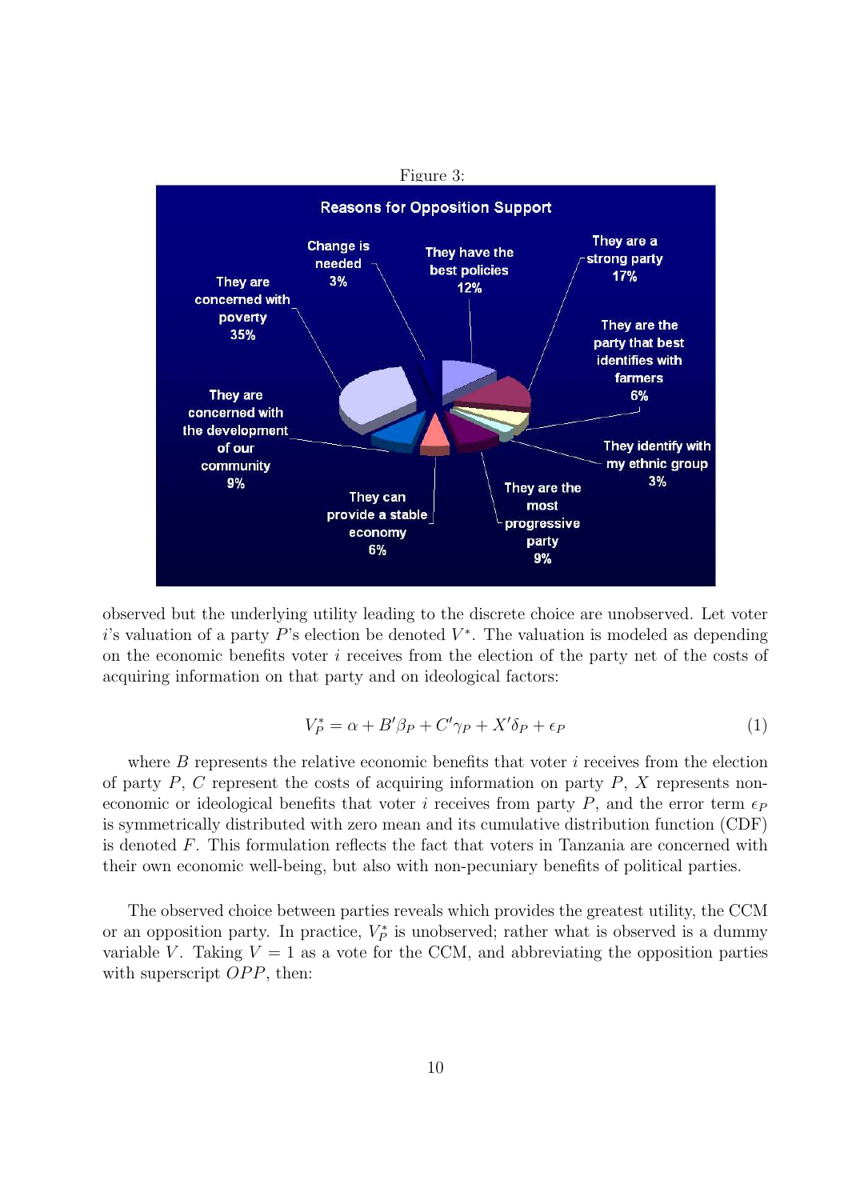Figure 3:

observed but the underlying utility leading to the discrete choice are unobserved. Let voter $i$'s valuation of a party $P$'s election be denoted $V^*$. The valuation is modeled as depending on the economic benefits voter $i$ receives from the election of the party net of the costs of acquiring information on that party and on ideological factors:

$$V_P^* = \alpha + B'\beta_P + C'\gamma_P + X'\delta_P + \epsilon_P \tag{1}$$

where $B$ represents the relative economic benefits that voter $i$ receives from the election of party $P$, $C$ represent the costs of acquiring information on party $P$, $X$ represents non-economic or ideological benefits that voter $i$ receives from party $P$, and the error term $\epsilon_P$ is symmetrically distributed with zero mean and its cumulative distribution function (CDF) is denoted $F$. This formulation reflects the fact that voters in Tanzania are concerned with their own economic well-being, but also with non-pecuniary benefits of political parties.

The observed choice between parties reveals which provides the greatest utility, the CCM or an opposition party. In practice, $V_P^*$ is unobserved; rather what is observed is a dummy variable $V$. Taking $V = 1$ as a vote for the CCM, and abbreviating the opposition parties with superscript $OPP$, then: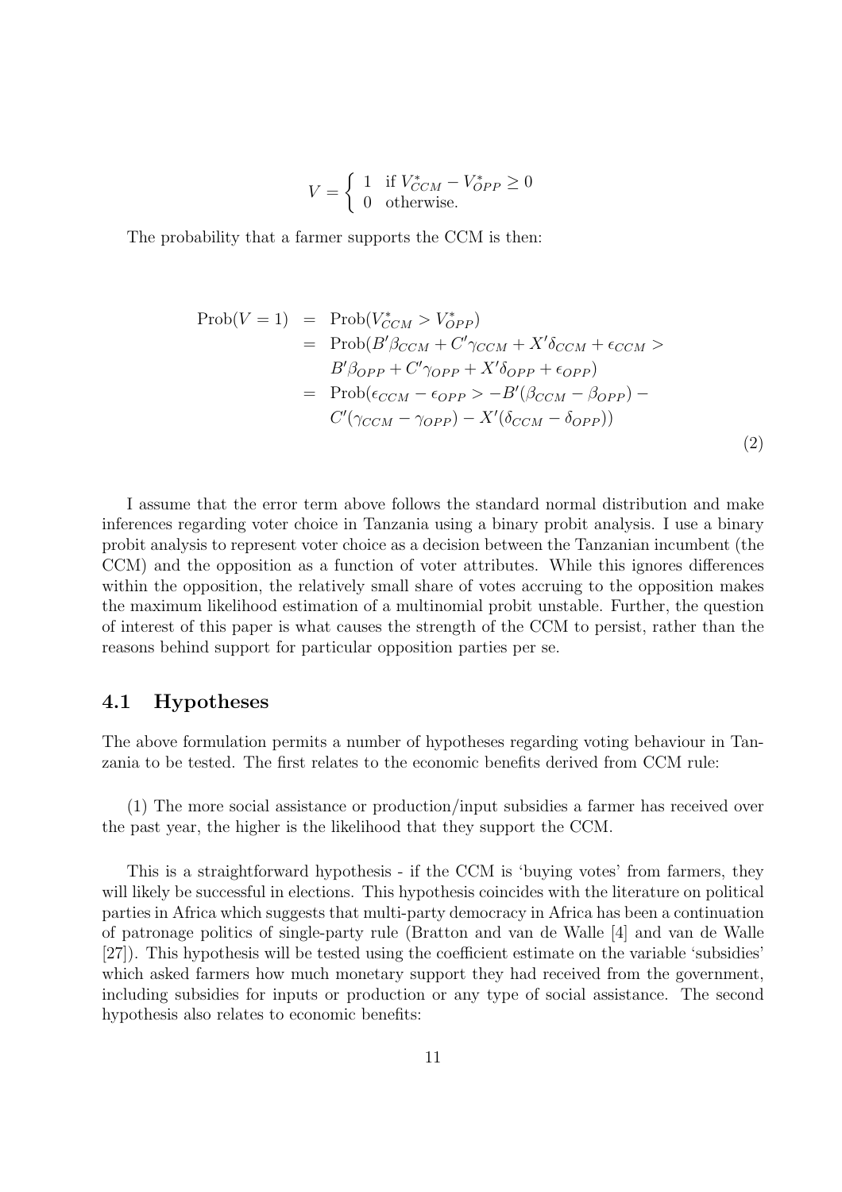$$
V = \begin{cases} 1 & \text{if } V^*_{CCM} - V^*_{OPP} \geq 0 \\ 0 & \text{otherwise.} \end{cases}
$$

The probability that a farmer supports the CCM is then:

$$
\begin{aligned}
\text{Prob}(V = 1) &= \text{Prob}(V^*_{CCM} > V^*_{OPP}) \\
&= \text{Prob}(B'\beta_{CCM} + C'\gamma_{CCM} + X'\delta_{CCM} + \epsilon_{CCM} > \\
&\quad B'\beta_{OPP} + C'\gamma_{OPP} + X'\delta_{OPP} + \epsilon_{OPP}) \\
&= \text{Prob}(\epsilon_{CCM} - \epsilon_{OPP} > -B'(\beta_{CCM} - \beta_{OPP}) - \\
&\quad C'(\gamma_{CCM} - \gamma_{OPP}) - X'(\delta_{CCM} - \delta_{OPP}))
\end{aligned} \tag{2}
$$

I assume that the error term above follows the standard normal distribution and make inferences regarding voter choice in Tanzania using a binary probit analysis. I use a binary probit analysis to represent voter choice as a decision between the Tanzanian incumbent (the CCM) and the opposition as a function of voter attributes. While this ignores differences within the opposition, the relatively small share of votes accruing to the opposition makes the maximum likelihood estimation of a multinomial probit unstable. Further, the question of interest of this paper is what causes the strength of the CCM to persist, rather than the reasons behind support for particular opposition parties per se.

## 4.1 Hypotheses

The above formulation permits a number of hypotheses regarding voting behaviour in Tanzania to be tested. The first relates to the economic benefits derived from CCM rule:

(1) The more social assistance or production/input subsidies a farmer has received over the past year, the higher is the likelihood that they support the CCM.

This is a straightforward hypothesis - if the CCM is 'buying votes' from farmers, they will likely be successful in elections. This hypothesis coincides with the literature on political parties in Africa which suggests that multi-party democracy in Africa has been a continuation of patronage politics of single-party rule (Bratton and van de Walle [4] and van de Walle [27]). This hypothesis will be tested using the coefficient estimate on the variable 'subsidies' which asked farmers how much monetary support they had received from the government, including subsidies for inputs or production or any type of social assistance. The second hypothesis also relates to economic benefits: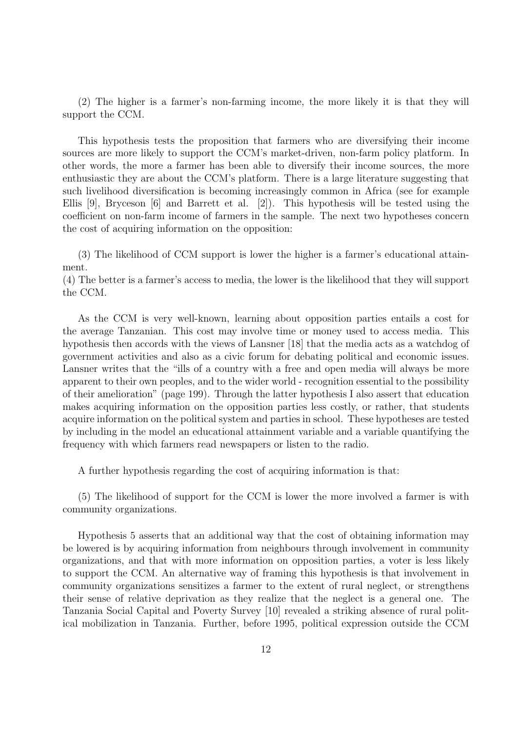(2) The higher is a farmer's non-farming income, the more likely it is that they will support the CCM.

This hypothesis tests the proposition that farmers who are diversifying their income sources are more likely to support the CCM's market-driven, non-farm policy platform. In other words, the more a farmer has been able to diversify their income sources, the more enthusiastic they are about the CCM's platform. There is a large literature suggesting that such livelihood diversification is becoming increasingly common in Africa (see for example Ellis [9], Bryceson [6] and Barrett et al. [2]). This hypothesis will be tested using the coefficient on non-farm income of farmers in the sample. The next two hypotheses concern the cost of acquiring information on the opposition:

(3) The likelihood of CCM support is lower the higher is a farmer's educational attainment.
(4) The better is a farmer's access to media, the lower is the likelihood that they will support the CCM.

As the CCM is very well-known, learning about opposition parties entails a cost for the average Tanzanian. This cost may involve time or money used to access media. This hypothesis then accords with the views of Lansner [18] that the media acts as a watchdog of government activities and also as a civic forum for debating political and economic issues. Lansner writes that the "ills of a country with a free and open media will always be more apparent to their own peoples, and to the wider world - recognition essential to the possibility of their amelioration" (page 199). Through the latter hypothesis I also assert that education makes acquiring information on the opposition parties less costly, or rather, that students acquire information on the political system and parties in school. These hypotheses are tested by including in the model an educational attainment variable and a variable quantifying the frequency with which farmers read newspapers or listen to the radio.

A further hypothesis regarding the cost of acquiring information is that:

(5) The likelihood of support for the CCM is lower the more involved a farmer is with community organizations.

Hypothesis 5 asserts that an additional way that the cost of obtaining information may be lowered is by acquiring information from neighbours through involvement in community organizations, and that with more information on opposition parties, a voter is less likely to support the CCM. An alternative way of framing this hypothesis is that involvement in community organizations sensitizes a farmer to the extent of rural neglect, or strengthens their sense of relative deprivation as they realize that the neglect is a general one. The Tanzania Social Capital and Poverty Survey [10] revealed a striking absence of rural political mobilization in Tanzania. Further, before 1995, political expression outside the CCM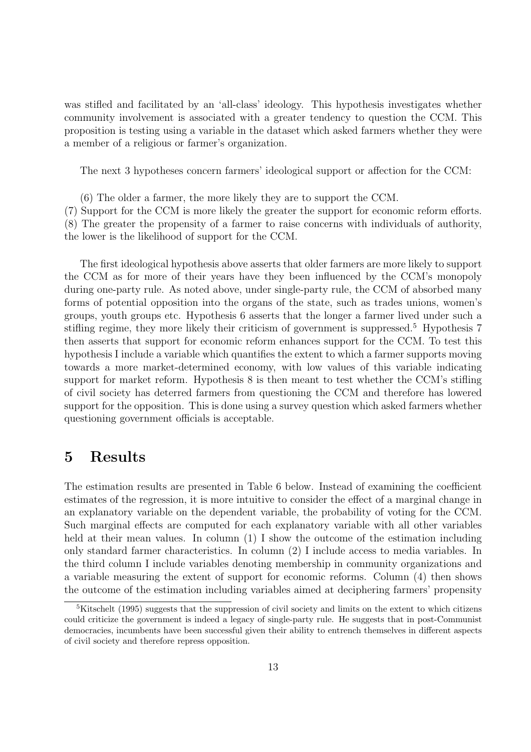was stifled and facilitated by an 'all-class' ideology. This hypothesis investigates whether community involvement is associated with a greater tendency to question the CCM. This proposition is testing using a variable in the dataset which asked farmers whether they were a member of a religious or farmer's organization.

The next 3 hypotheses concern farmers' ideological support or affection for the CCM:

(6) The older a farmer, the more likely they are to support the CCM.
(7) Support for the CCM is more likely the greater the support for economic reform efforts.
(8) The greater the propensity of a farmer to raise concerns with individuals of authority, the lower is the likelihood of support for the CCM.

The first ideological hypothesis above asserts that older farmers are more likely to support the CCM as for more of their years have they been influenced by the CCM's monopoly during one-party rule. As noted above, under single-party rule, the CCM of absorbed many forms of potential opposition into the organs of the state, such as trades unions, women's groups, youth groups etc. Hypothesis 6 asserts that the longer a farmer lived under such a stifling regime, they more likely their criticism of government is suppressed.[5] Hypothesis 7 then asserts that support for economic reform enhances support for the CCM. To test this hypothesis I include a variable which quantifies the extent to which a farmer supports moving towards a more market-determined economy, with low values of this variable indicating support for market reform. Hypothesis 8 is then meant to test whether the CCM's stifling of civil society has deterred farmers from questioning the CCM and therefore has lowered support for the opposition. This is done using a survey question which asked farmers whether questioning government officials is acceptable.

# 5 Results

The estimation results are presented in Table 6 below. Instead of examining the coefficient estimates of the regression, it is more intuitive to consider the effect of a marginal change in an explanatory variable on the dependent variable, the probability of voting for the CCM. Such marginal effects are computed for each explanatory variable with all other variables held at their mean values. In column (1) I show the outcome of the estimation including only standard farmer characteristics. In column (2) I include access to media variables. In the third column I include variables denoting membership in community organizations and a variable measuring the extent of support for economic reforms. Column (4) then shows the outcome of the estimation including variables aimed at deciphering farmers' propensity

[5] Kitschelt (1995) suggests that the suppression of civil society and limits on the extent to which citizens could criticize the government is indeed a legacy of single-party rule. He suggests that in post-Communist democracies, incumbents have been successful given their ability to entrench themselves in different aspects of civil society and therefore repress opposition.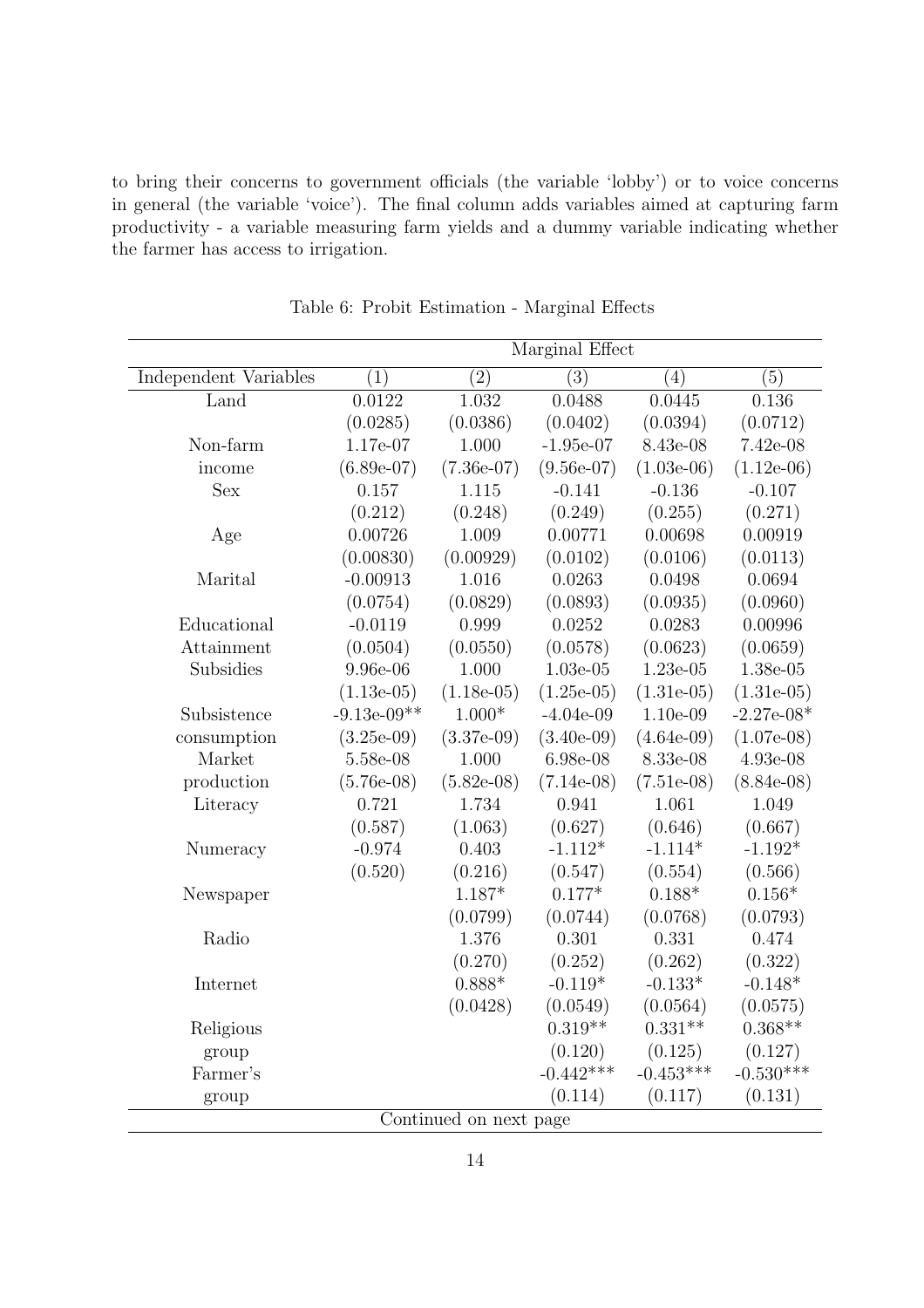to bring their concerns to government officials (the variable 'lobby') or to voice concerns in general (the variable 'voice'). The final column adds variables aimed at capturing farm productivity - a variable measuring farm yields and a dummy variable indicating whether the farmer has access to irrigation.

Table 6: Probit Estimation - Marginal Effects

| | Marginal Effect | | | | |
|---|---|---|---|---|---|
| Independent Variables | (1) | (2) | (3) | (4) | (5) |
| Land | 0.0122 | 1.032 | 0.0488 | 0.0445 | 0.136 |
| | (0.0285) | (0.0386) | (0.0402) | (0.0394) | (0.0712) |
| Non-farm income | 1.17e-07 | 1.000 | -1.95e-07 | 8.43e-08 | 7.42e-08 |
| | (6.89e-07) | (7.36e-07) | (9.56e-07) | (1.03e-06) | (1.12e-06) |
| Sex | 0.157 | 1.115 | -0.141 | -0.136 | -0.107 |
| | (0.212) | (0.248) | (0.249) | (0.255) | (0.271) |
| Age | 0.00726 | 1.009 | 0.00771 | 0.00698 | 0.00919 |
| | (0.00830) | (0.00929) | (0.0102) | (0.0106) | (0.0113) |
| Marital | -0.00913 | 1.016 | 0.0263 | 0.0498 | 0.0694 |
| | (0.0754) | (0.0829) | (0.0893) | (0.0935) | (0.0960) |
| Educational Attainment | -0.0119 | 0.999 | 0.0252 | 0.0283 | 0.00996 |
| | (0.0504) | (0.0550) | (0.0578) | (0.0623) | (0.0659) |
| Subsidies | 9.96e-06 | 1.000 | 1.03e-05 | 1.23e-05 | 1.38e-05 |
| | (1.13e-05) | (1.18e-05) | (1.25e-05) | (1.31e-05) | (1.31e-05) |
| Subsistence consumption | -9.13e-09** | 1.000* | -4.04e-09 | 1.10e-09 | -2.27e-08* |
| | (3.25e-09) | (3.37e-09) | (3.40e-09) | (4.64e-09) | (1.07e-08) |
| Market production | 5.58e-08 | 1.000 | 6.98e-08 | 8.33e-08 | 4.93e-08 |
| | (5.76e-08) | (5.82e-08) | (7.14e-08) | (7.51e-08) | (8.84e-08) |
| Literacy | 0.721 | 1.734 | 0.941 | 1.061 | 1.049 |
| | (0.587) | (1.063) | (0.627) | (0.646) | (0.667) |
| Numeracy | -0.974 | 0.403 | -1.112* | -1.114* | -1.192* |
| | (0.520) | (0.216) | (0.547) | (0.554) | (0.566) |
| Newspaper | | 1.187* | 0.177* | 0.188* | 0.156* |
| | | (0.0799) | (0.0744) | (0.0768) | (0.0793) |
| Radio | | 1.376 | 0.301 | 0.331 | 0.474 |
| | | (0.270) | (0.252) | (0.262) | (0.322) |
| Internet | | 0.888* | -0.119* | -0.133* | -0.148* |
| | | (0.0428) | (0.0549) | (0.0564) | (0.0575) |
| Religious group | | | 0.319** | 0.331** | 0.368** |
| | | | (0.120) | (0.125) | (0.127) |
| Farmer's group | | | -0.442*** | -0.453*** | -0.530*** |
| | | | (0.114) | (0.117) | (0.131) |

Continued on next page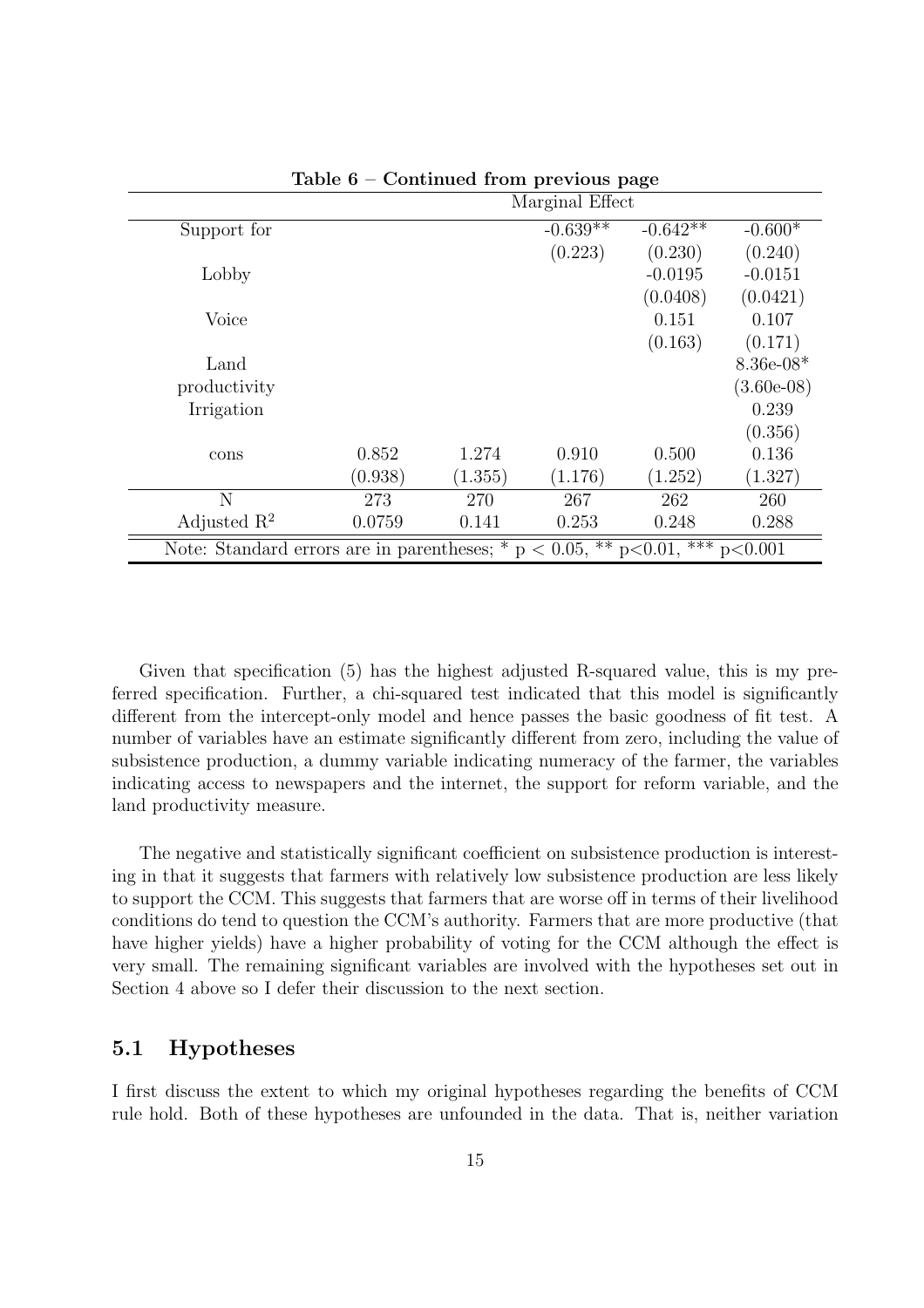**Table 6 – Continued from previous page**

| | Marginal Effect | | | | |
|---|---|---|---|---|---|
| Support for | | | -0.639** | -0.642** | -0.600* |
| | | | (0.223) | (0.230) | (0.240) |
| Lobby | | | | -0.0195 | -0.0151 |
| | | | | (0.0408) | (0.0421) |
| Voice | | | | 0.151 | 0.107 |
| | | | | (0.163) | (0.171) |
| Land productivity | | | | | 8.36e-08* |
| | | | | | (3.60e-08) |
| Irrigation | | | | | 0.239 |
| | | | | | (0.356) |
| cons | 0.852 | 1.274 | 0.910 | 0.500 | 0.136 |
| | (0.938) | (1.355) | (1.176) | (1.252) | (1.327) |
| N | 273 | 270 | 267 | 262 | 260 |
| Adjusted $R^2$ | 0.0759 | 0.141 | 0.253 | 0.248 | 0.288 |

Note: Standard errors are in parentheses; * $p < 0.05$, ** $p<0.01$, *** $p<0.001$

Given that specification (5) has the highest adjusted R-squared value, this is my preferred specification. Further, a chi-squared test indicated that this model is significantly different from the intercept-only model and hence passes the basic goodness of fit test. A number of variables have an estimate significantly different from zero, including the value of subsistence production, a dummy variable indicating numeracy of the farmer, the variables indicating access to newspapers and the internet, the support for reform variable, and the land productivity measure.

The negative and statistically significant coefficient on subsistence production is interesting in that it suggests that farmers with relatively low subsistence production are less likely to support the CCM. This suggests that farmers that are worse off in terms of their livelihood conditions do tend to question the CCM's authority. Farmers that are more productive (that have higher yields) have a higher probability of voting for the CCM although the effect is very small. The remaining significant variables are involved with the hypotheses set out in Section 4 above so I defer their discussion to the next section.

## 5.1 Hypotheses

I first discuss the extent to which my original hypotheses regarding the benefits of CCM rule hold. Both of these hypotheses are unfounded in the data. That is, neither variation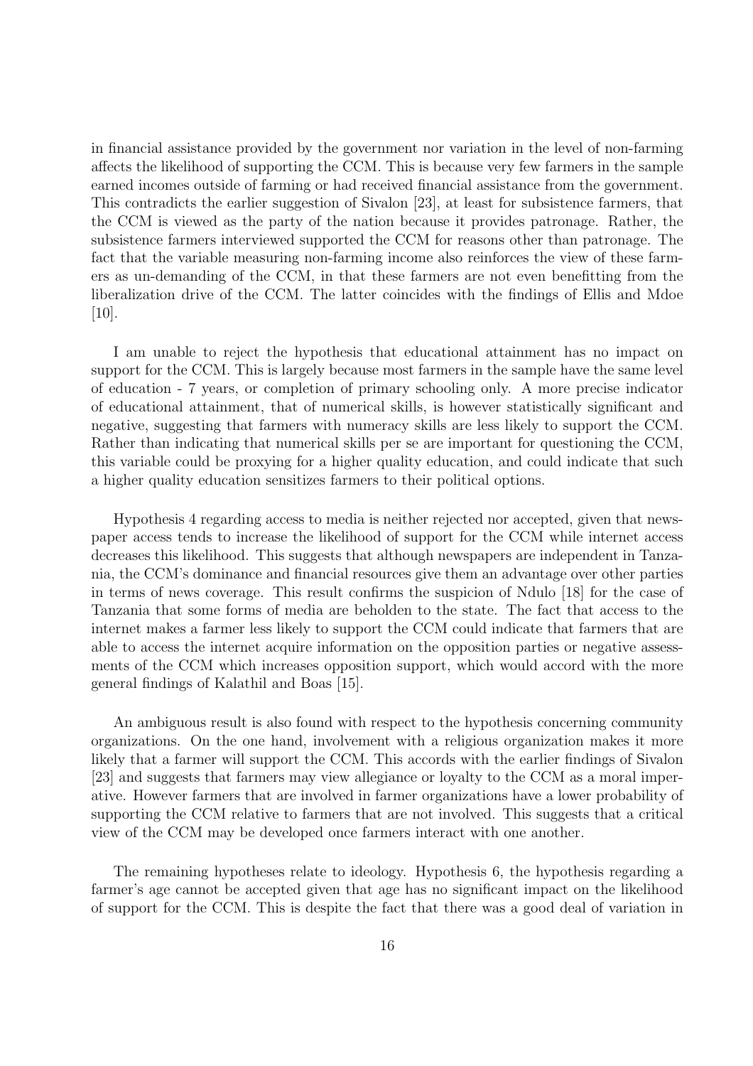in financial assistance provided by the government nor variation in the level of non-farming affects the likelihood of supporting the CCM. This is because very few farmers in the sample earned incomes outside of farming or had received financial assistance from the government. This contradicts the earlier suggestion of Sivalon [23], at least for subsistence farmers, that the CCM is viewed as the party of the nation because it provides patronage. Rather, the subsistence farmers interviewed supported the CCM for reasons other than patronage. The fact that the variable measuring non-farming income also reinforces the view of these farmers as un-demanding of the CCM, in that these farmers are not even benefitting from the liberalization drive of the CCM. The latter coincides with the findings of Ellis and Mdoe [10].

I am unable to reject the hypothesis that educational attainment has no impact on support for the CCM. This is largely because most farmers in the sample have the same level of education - 7 years, or completion of primary schooling only. A more precise indicator of educational attainment, that of numerical skills, is however statistically significant and negative, suggesting that farmers with numeracy skills are less likely to support the CCM. Rather than indicating that numerical skills per se are important for questioning the CCM, this variable could be proxying for a higher quality education, and could indicate that such a higher quality education sensitizes farmers to their political options.

Hypothesis 4 regarding access to media is neither rejected nor accepted, given that newspaper access tends to increase the likelihood of support for the CCM while internet access decreases this likelihood. This suggests that although newspapers are independent in Tanzania, the CCM's dominance and financial resources give them an advantage over other parties in terms of news coverage. This result confirms the suspicion of Ndulo [18] for the case of Tanzania that some forms of media are beholden to the state. The fact that access to the internet makes a farmer less likely to support the CCM could indicate that farmers that are able to access the internet acquire information on the opposition parties or negative assessments of the CCM which increases opposition support, which would accord with the more general findings of Kalathil and Boas [15].

An ambiguous result is also found with respect to the hypothesis concerning community organizations. On the one hand, involvement with a religious organization makes it more likely that a farmer will support the CCM. This accords with the earlier findings of Sivalon [23] and suggests that farmers may view allegiance or loyalty to the CCM as a moral imperative. However farmers that are involved in farmer organizations have a lower probability of supporting the CCM relative to farmers that are not involved. This suggests that a critical view of the CCM may be developed once farmers interact with one another.

The remaining hypotheses relate to ideology. Hypothesis 6, the hypothesis regarding a farmer's age cannot be accepted given that age has no significant impact on the likelihood of support for the CCM. This is despite the fact that there was a good deal of variation in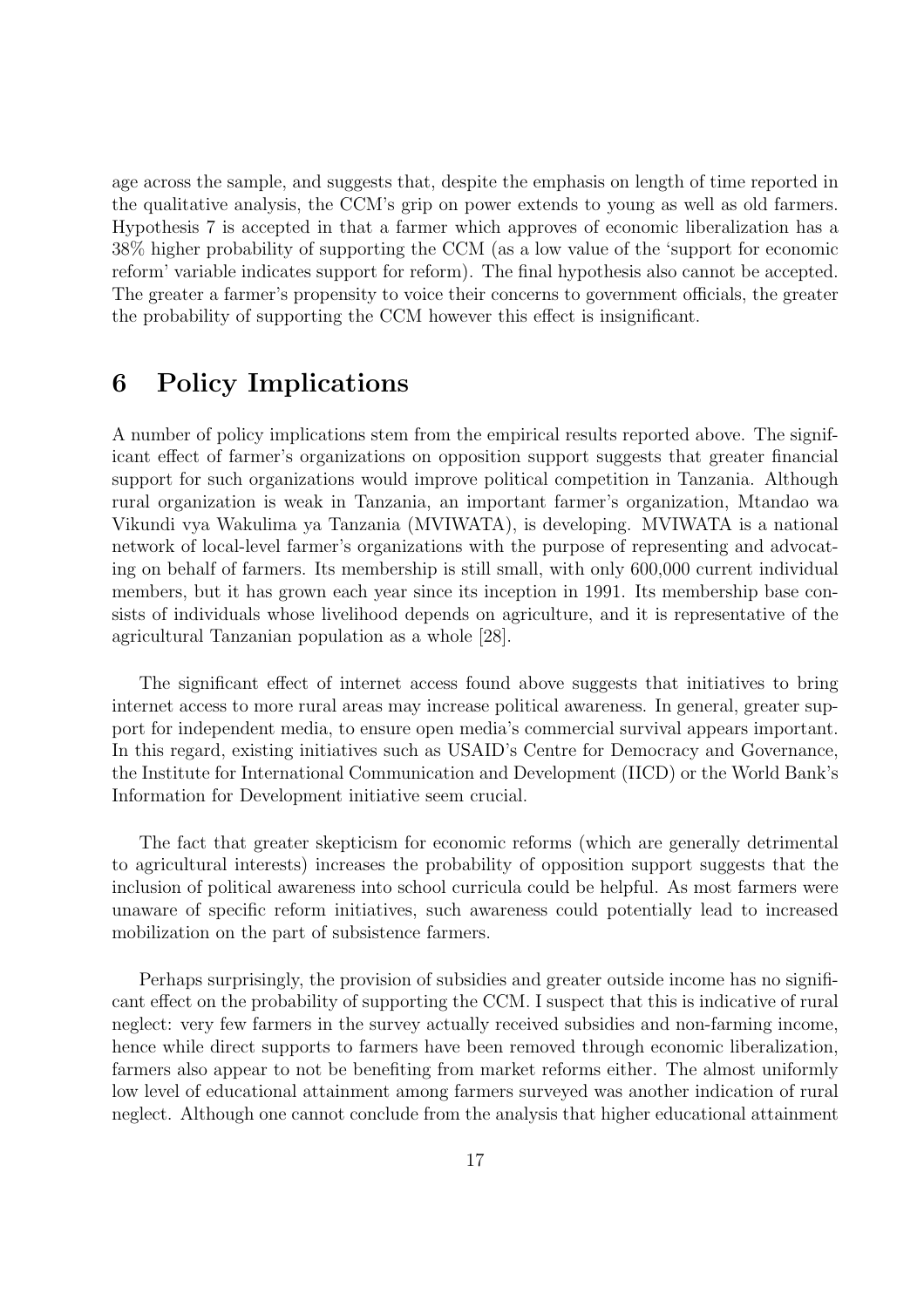age across the sample, and suggests that, despite the emphasis on length of time reported in the qualitative analysis, the CCM's grip on power extends to young as well as old farmers. Hypothesis 7 is accepted in that a farmer which approves of economic liberalization has a 38% higher probability of supporting the CCM (as a low value of the 'support for economic reform' variable indicates support for reform). The final hypothesis also cannot be accepted. The greater a farmer's propensity to voice their concerns to government officials, the greater the probability of supporting the CCM however this effect is insignificant.

# 6 Policy Implications

A number of policy implications stem from the empirical results reported above. The significant effect of farmer's organizations on opposition support suggests that greater financial support for such organizations would improve political competition in Tanzania. Although rural organization is weak in Tanzania, an important farmer's organization, Mtandao wa Vikundi vya Wakulima ya Tanzania (MVIWATA), is developing. MVIWATA is a national network of local-level farmer's organizations with the purpose of representing and advocating on behalf of farmers. Its membership is still small, with only 600,000 current individual members, but it has grown each year since its inception in 1991. Its membership base consists of individuals whose livelihood depends on agriculture, and it is representative of the agricultural Tanzanian population as a whole [28].

The significant effect of internet access found above suggests that initiatives to bring internet access to more rural areas may increase political awareness. In general, greater support for independent media, to ensure open media's commercial survival appears important. In this regard, existing initiatives such as USAID's Centre for Democracy and Governance, the Institute for International Communication and Development (IICD) or the World Bank's Information for Development initiative seem crucial.

The fact that greater skepticism for economic reforms (which are generally detrimental to agricultural interests) increases the probability of opposition support suggests that the inclusion of political awareness into school curricula could be helpful. As most farmers were unaware of specific reform initiatives, such awareness could potentially lead to increased mobilization on the part of subsistence farmers.

Perhaps surprisingly, the provision of subsidies and greater outside income has no significant effect on the probability of supporting the CCM. I suspect that this is indicative of rural neglect: very few farmers in the survey actually received subsidies and non-farming income, hence while direct supports to farmers have been removed through economic liberalization, farmers also appear to not be benefiting from market reforms either. The almost uniformly low level of educational attainment among farmers surveyed was another indication of rural neglect. Although one cannot conclude from the analysis that higher educational attainment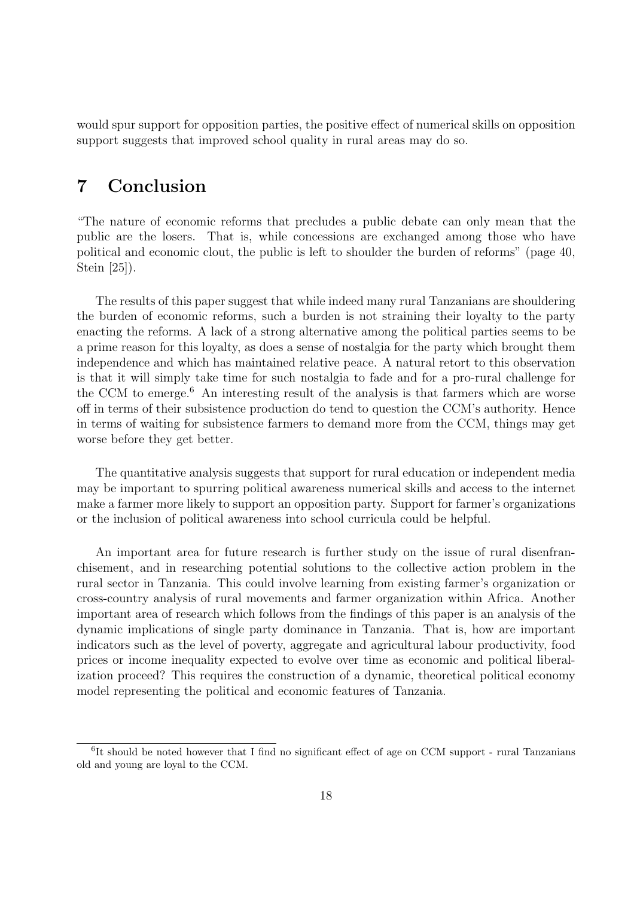would spur support for opposition parties, the positive effect of numerical skills on opposition support suggests that improved school quality in rural areas may do so.

# 7 Conclusion

"The nature of economic reforms that precludes a public debate can only mean that the public are the losers. That is, while concessions are exchanged among those who have political and economic clout, the public is left to shoulder the burden of reforms" (page 40, Stein [25]).

The results of this paper suggest that while indeed many rural Tanzanians are shouldering the burden of economic reforms, such a burden is not straining their loyalty to the party enacting the reforms. A lack of a strong alternative among the political parties seems to be a prime reason for this loyalty, as does a sense of nostalgia for the party which brought them independence and which has maintained relative peace. A natural retort to this observation is that it will simply take time for such nostalgia to fade and for a pro-rural challenge for the CCM to emerge.[6] An interesting result of the analysis is that farmers which are worse off in terms of their subsistence production do tend to question the CCM's authority. Hence in terms of waiting for subsistence farmers to demand more from the CCM, things may get worse before they get better.

The quantitative analysis suggests that support for rural education or independent media may be important to spurring political awareness numerical skills and access to the internet make a farmer more likely to support an opposition party. Support for farmer's organizations or the inclusion of political awareness into school curricula could be helpful.

An important area for future research is further study on the issue of rural disenfranchisement, and in researching potential solutions to the collective action problem in the rural sector in Tanzania. This could involve learning from existing farmer's organization or cross-country analysis of rural movements and farmer organization within Africa. Another important area of research which follows from the findings of this paper is an analysis of the dynamic implications of single party dominance in Tanzania. That is, how are important indicators such as the level of poverty, aggregate and agricultural labour productivity, food prices or income inequality expected to evolve over time as economic and political liberalization proceed? This requires the construction of a dynamic, theoretical political economy model representing the political and economic features of Tanzania.

[6] It should be noted however that I find no significant effect of age on CCM support - rural Tanzanians old and young are loyal to the CCM.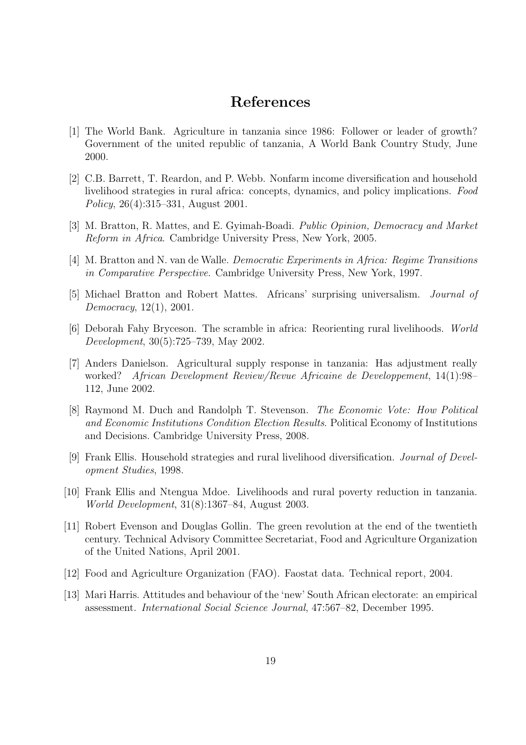# References

[1] The World Bank. Agriculture in tanzania since 1986: Follower or leader of growth? Government of the united republic of tanzania, A World Bank Country Study, June 2000.

[2] C.B. Barrett, T. Reardon, and P. Webb. Nonfarm income diversification and household livelihood strategies in rural africa: concepts, dynamics, and policy implications. *Food Policy*, 26(4):315–331, August 2001.

[3] M. Bratton, R. Mattes, and E. Gyimah-Boadi. *Public Opinion, Democracy and Market Reform in Africa*. Cambridge University Press, New York, 2005.

[4] M. Bratton and N. van de Walle. *Democratic Experiments in Africa: Regime Transitions in Comparative Perspective*. Cambridge University Press, New York, 1997.

[5] Michael Bratton and Robert Mattes. Africans' surprising universalism. *Journal of Democracy*, 12(1), 2001.

[6] Deborah Fahy Bryceson. The scramble in africa: Reorienting rural livelihoods. *World Development*, 30(5):725–739, May 2002.

[7] Anders Danielson. Agricultural supply response in tanzania: Has adjustment really worked? *African Development Review/Revue Africaine de Developpement*, 14(1):98–112, June 2002.

[8] Raymond M. Duch and Randolph T. Stevenson. *The Economic Vote: How Political and Economic Institutions Condition Election Results*. Political Economy of Institutions and Decisions. Cambridge University Press, 2008.

[9] Frank Ellis. Household strategies and rural livelihood diversification. *Journal of Development Studies*, 1998.

[10] Frank Ellis and Ntengua Mdoe. Livelihoods and rural poverty reduction in tanzania. *World Development*, 31(8):1367–84, August 2003.

[11] Robert Evenson and Douglas Gollin. The green revolution at the end of the twentieth century. Technical Advisory Committee Secretariat, Food and Agriculture Organization of the United Nations, April 2001.

[12] Food and Agriculture Organization (FAO). Faostat data. Technical report, 2004.

[13] Mari Harris. Attitudes and behaviour of the 'new' South African electorate: an empirical assessment. *International Social Science Journal*, 47:567–82, December 1995.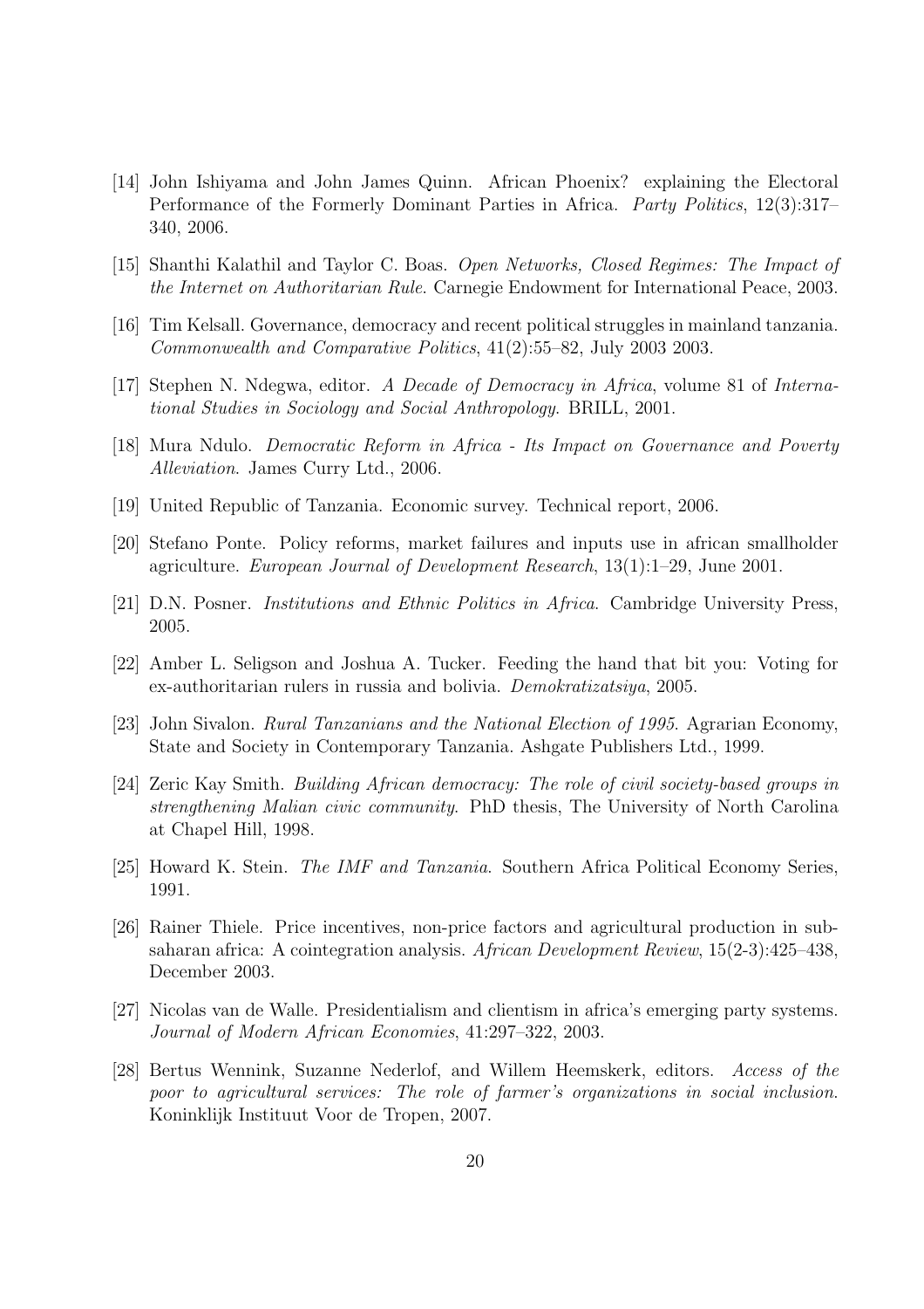[14] John Ishiyama and John James Quinn. African Phoenix? explaining the Electoral Performance of the Formerly Dominant Parties in Africa. *Party Politics*, 12(3):317–340, 2006.

[15] Shanthi Kalathil and Taylor C. Boas. *Open Networks, Closed Regimes: The Impact of the Internet on Authoritarian Rule*. Carnegie Endowment for International Peace, 2003.

[16] Tim Kelsall. Governance, democracy and recent political struggles in mainland tanzania. *Commonwealth and Comparative Politics*, 41(2):55–82, July 2003 2003.

[17] Stephen N. Ndegwa, editor. *A Decade of Democracy in Africa*, volume 81 of *International Studies in Sociology and Social Anthropology*. BRILL, 2001.

[18] Mura Ndulo. *Democratic Reform in Africa - Its Impact on Governance and Poverty Alleviation*. James Curry Ltd., 2006.

[19] United Republic of Tanzania. Economic survey. Technical report, 2006.

[20] Stefano Ponte. Policy reforms, market failures and inputs use in african smallholder agriculture. *European Journal of Development Research*, 13(1):1–29, June 2001.

[21] D.N. Posner. *Institutions and Ethnic Politics in Africa*. Cambridge University Press, 2005.

[22] Amber L. Seligson and Joshua A. Tucker. Feeding the hand that bit you: Voting for ex-authoritarian rulers in russia and bolivia. *Demokratizatsiya*, 2005.

[23] John Sivalon. *Rural Tanzanians and the National Election of 1995*. Agrarian Economy, State and Society in Contemporary Tanzania. Ashgate Publishers Ltd., 1999.

[24] Zeric Kay Smith. *Building African democracy: The role of civil society-based groups in strengthening Malian civic community*. PhD thesis, The University of North Carolina at Chapel Hill, 1998.

[25] Howard K. Stein. *The IMF and Tanzania*. Southern Africa Political Economy Series, 1991.

[26] Rainer Thiele. Price incentives, non-price factors and agricultural production in sub-saharan africa: A cointegration analysis. *African Development Review*, 15(2-3):425–438, December 2003.

[27] Nicolas van de Walle. Presidentialism and clientism in africa's emerging party systems. *Journal of Modern African Economies*, 41:297–322, 2003.

[28] Bertus Wennink, Suzanne Nederlof, and Willem Heemskerk, editors. *Access of the poor to agricultural services: The role of farmer's organizations in social inclusion*. Koninklijk Instituut Voor de Tropen, 2007.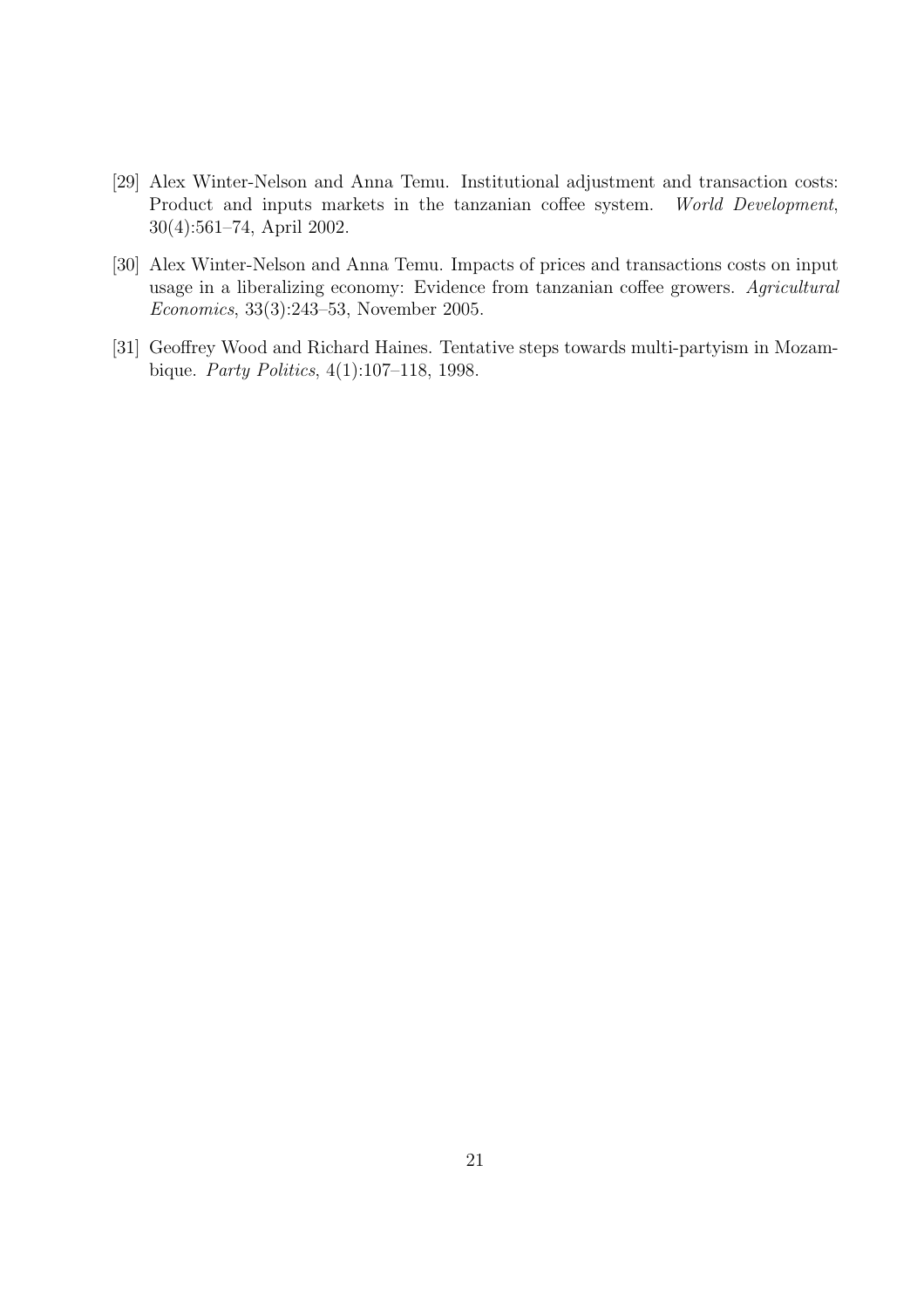[29] Alex Winter-Nelson and Anna Temu. Institutional adjustment and transaction costs: Product and inputs markets in the tanzanian coffee system. *World Development*, 30(4):561–74, April 2002.

[30] Alex Winter-Nelson and Anna Temu. Impacts of prices and transactions costs on input usage in a liberalizing economy: Evidence from tanzanian coffee growers. *Agricultural Economics*, 33(3):243–53, November 2005.

[31] Geoffrey Wood and Richard Haines. Tentative steps towards multi-partyism in Mozambique. *Party Politics*, 4(1):107–118, 1998.